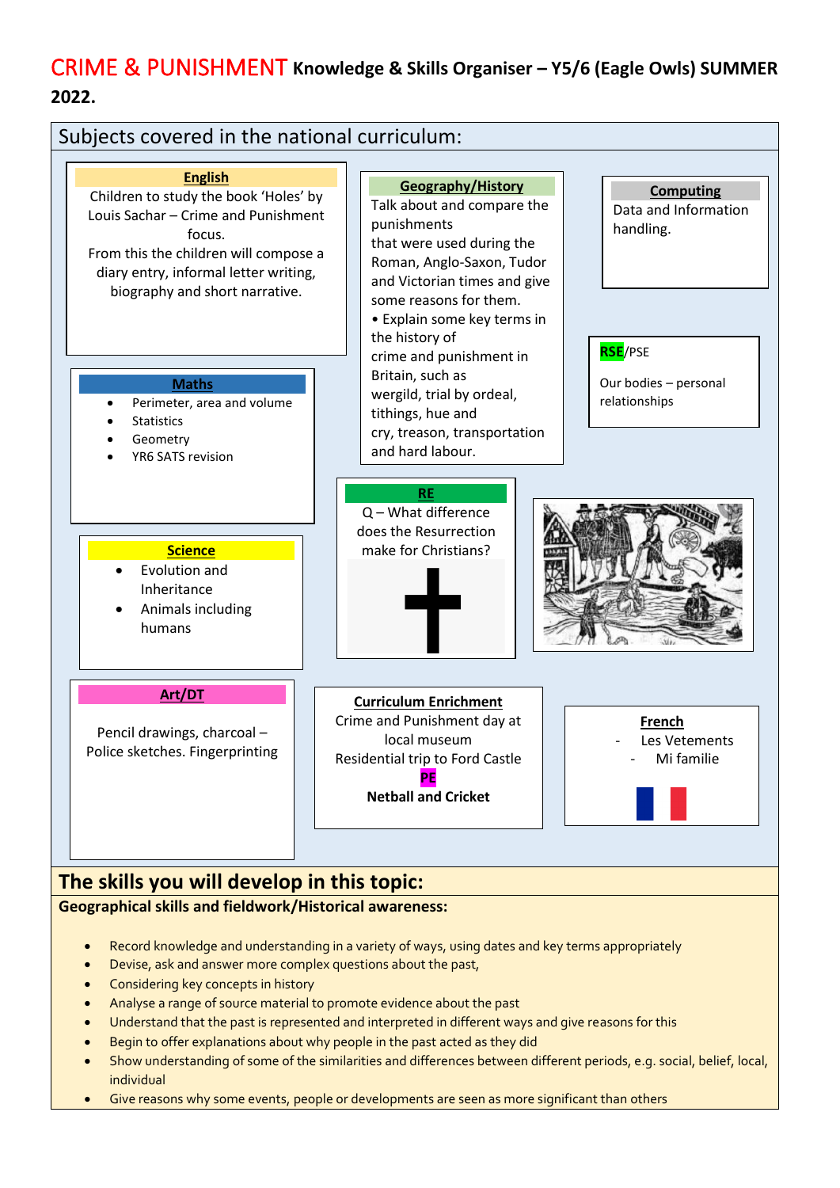# CRIME & PUNISHMENT Knowledge & Skills Organiser – Y5/6 (Eagle Owls) SUMMER 2022.

## Subjects covered in the national curriculum:

### English
Children to study the book 'Holes' by Louis Sachar – Crime and Punishment focus.
From this the children will compose a diary entry, informal letter writing, biography and short narrative.

### Geography/History
Talk about and compare the punishments that were used during the Roman, Anglo-Saxon, Tudor and Victorian times and give some reasons for them.
- Explain some key terms in the history of crime and punishment in Britain, such as wergild, trial by ordeal, tithings, hue and cry, treason, transportation and hard labour.

### Computing
Data and Information handling.

### RSE/PSE
Our bodies – personal relationships

### Maths
- Perimeter, area and volume
- Statistics
- Geometry
- YR6 SATS revision

### RE
Q – What difference does the Resurrection make for Christians?

### Science
- Evolution and Inheritance
- Animals including humans

### Art/DT
Pencil drawings, charcoal – Police sketches. Fingerprinting

### Curriculum Enrichment
Crime and Punishment day at local museum
Residential trip to Ford Castle

### PE
**Netball and Cricket**

### French
- Les Vetements
- Mi familie

## The skills you will develop in this topic:

**Geographical skills and fieldwork/Historical awareness:**

- Record knowledge and understanding in a variety of ways, using dates and key terms appropriately
- Devise, ask and answer more complex questions about the past,
- Considering key concepts in history
- Analyse a range of source material to promote evidence about the past
- Understand that the past is represented and interpreted in different ways and give reasons for this
- Begin to offer explanations about why people in the past acted as they did
- Show understanding of some of the similarities and differences between different periods, e.g. social, belief, local, individual
- Give reasons why some events, people or developments are seen as more significant than others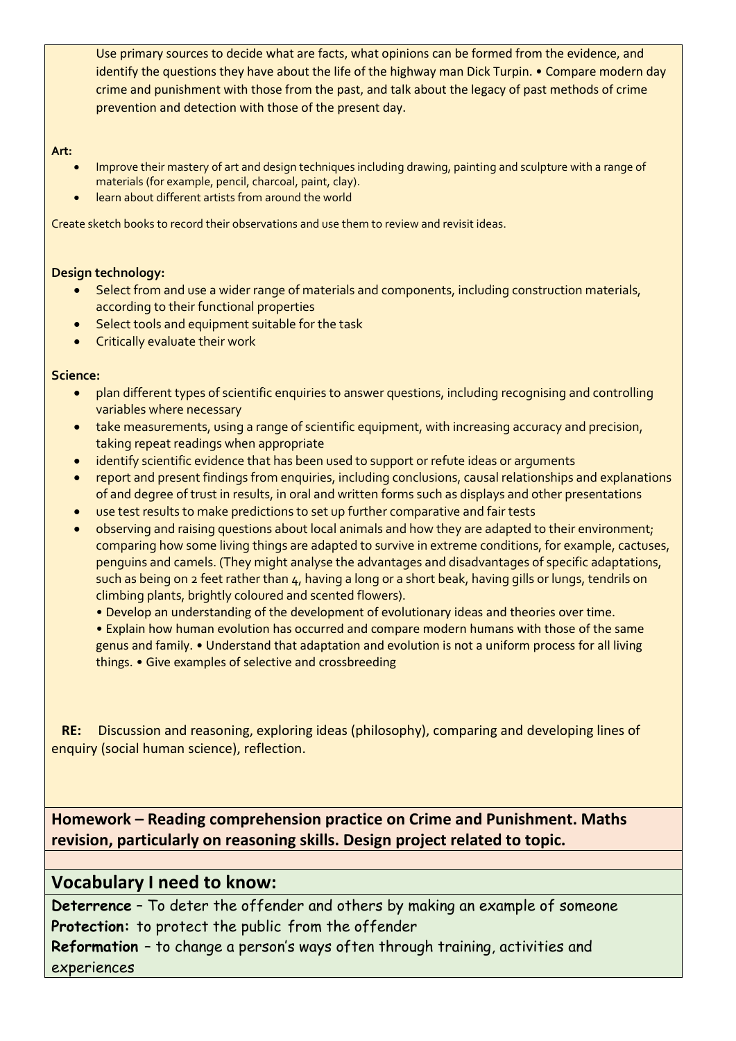Use primary sources to decide what are facts, what opinions can be formed from the evidence, and identify the questions they have about the life of the highway man Dick Turpin. • Compare modern day crime and punishment with those from the past, and talk about the legacy of past methods of crime prevention and detection with those of the present day.

**Art:**

- Improve their mastery of art and design techniques including drawing, painting and sculpture with a range of materials (for example, pencil, charcoal, paint, clay).
- learn about different artists from around the world

Create sketch books to record their observations and use them to review and revisit ideas.

**Design technology:**

- Select from and use a wider range of materials and components, including construction materials, according to their functional properties
- Select tools and equipment suitable for the task
- Critically evaluate their work

**Science:**

- plan different types of scientific enquiries to answer questions, including recognising and controlling variables where necessary
- take measurements, using a range of scientific equipment, with increasing accuracy and precision, taking repeat readings when appropriate
- identify scientific evidence that has been used to support or refute ideas or arguments
- report and present findings from enquiries, including conclusions, causal relationships and explanations of and degree of trust in results, in oral and written forms such as displays and other presentations
- use test results to make predictions to set up further comparative and fair tests
- observing and raising questions about local animals and how they are adapted to their environment; comparing how some living things are adapted to survive in extreme conditions, for example, cactuses, penguins and camels. (They might analyse the advantages and disadvantages of specific adaptations, such as being on 2 feet rather than 4, having a long or a short beak, having gills or lungs, tendrils on climbing plants, brightly coloured and scented flowers).
  • Develop an understanding of the development of evolutionary ideas and theories over time.
  • Explain how human evolution has occurred and compare modern humans with those of the same genus and family. • Understand that adaptation and evolution is not a uniform process for all living things. • Give examples of selective and crossbreeding

**RE:** Discussion and reasoning, exploring ideas (philosophy), comparing and developing lines of enquiry (social human science), reflection.

**Homework – Reading comprehension practice on Crime and Punishment. Maths revision, particularly on reasoning skills. Design project related to topic.**

## Vocabulary I need to know:

**Deterrence** – To deter the offender and others by making an example of someone
**Protection:** to protect the public from the offender
**Reformation** – to change a person's ways often through training, activities and experiences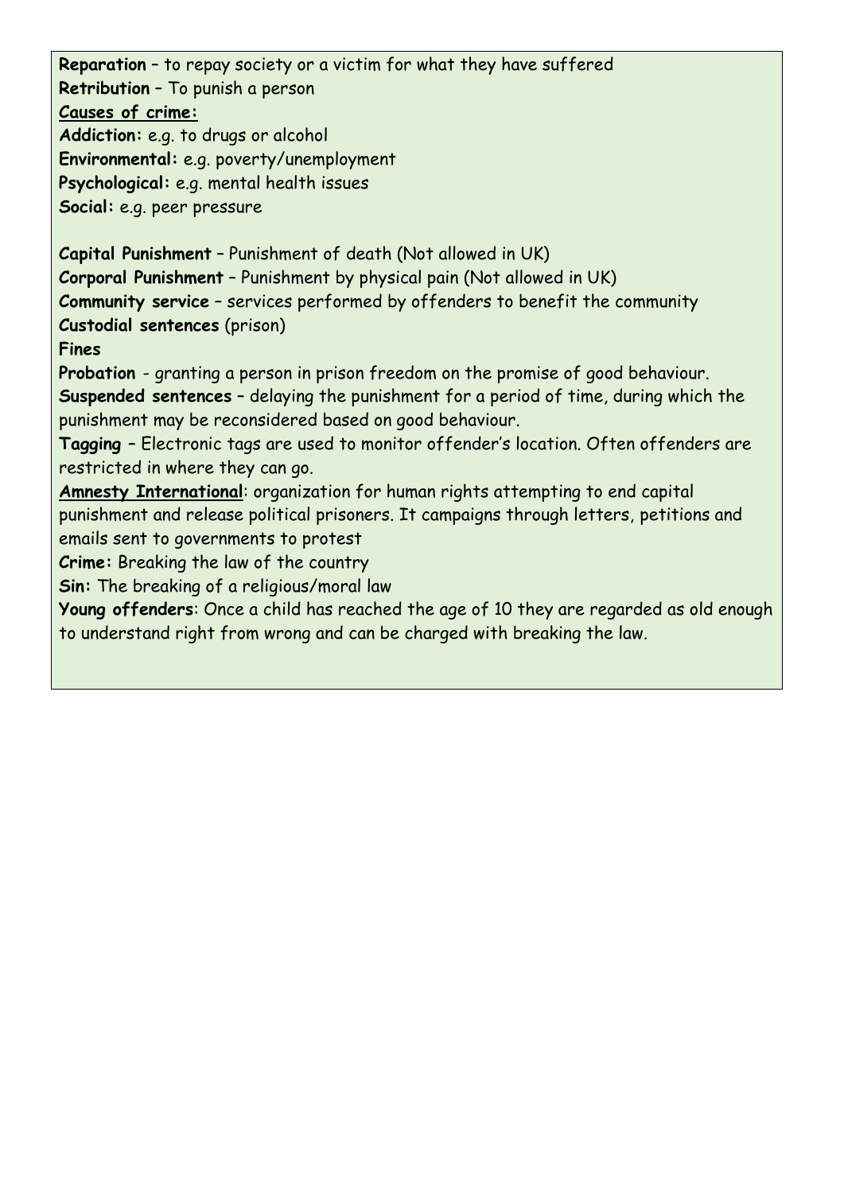**Reparation** – to repay society or a victim for what they have suffered
**Retribution** – To punish a person

**Causes of crime:**

**Addiction:** e.g. to drugs or alcohol
**Environmental:** e.g. poverty/unemployment
**Psychological:** e.g. mental health issues
**Social:** e.g. peer pressure

**Capital Punishment** – Punishment of death (Not allowed in UK)
**Corporal Punishment** – Punishment by physical pain (Not allowed in UK)
**Community service** – services performed by offenders to benefit the community
**Custodial sentences** (prison)
**Fines**
**Probation** - granting a person in prison freedom on the promise of good behaviour.
**Suspended sentences** – delaying the punishment for a period of time, during which the punishment may be reconsidered based on good behaviour.
**Tagging** – Electronic tags are used to monitor offender's location. Often offenders are restricted in where they can go.
**Amnesty International**: organization for human rights attempting to end capital punishment and release political prisoners. It campaigns through letters, petitions and emails sent to governments to protest
**Crime:** Breaking the law of the country
**Sin:** The breaking of a religious/moral law
**Young offenders**: Once a child has reached the age of 10 they are regarded as old enough to understand right from wrong and can be charged with breaking the law.